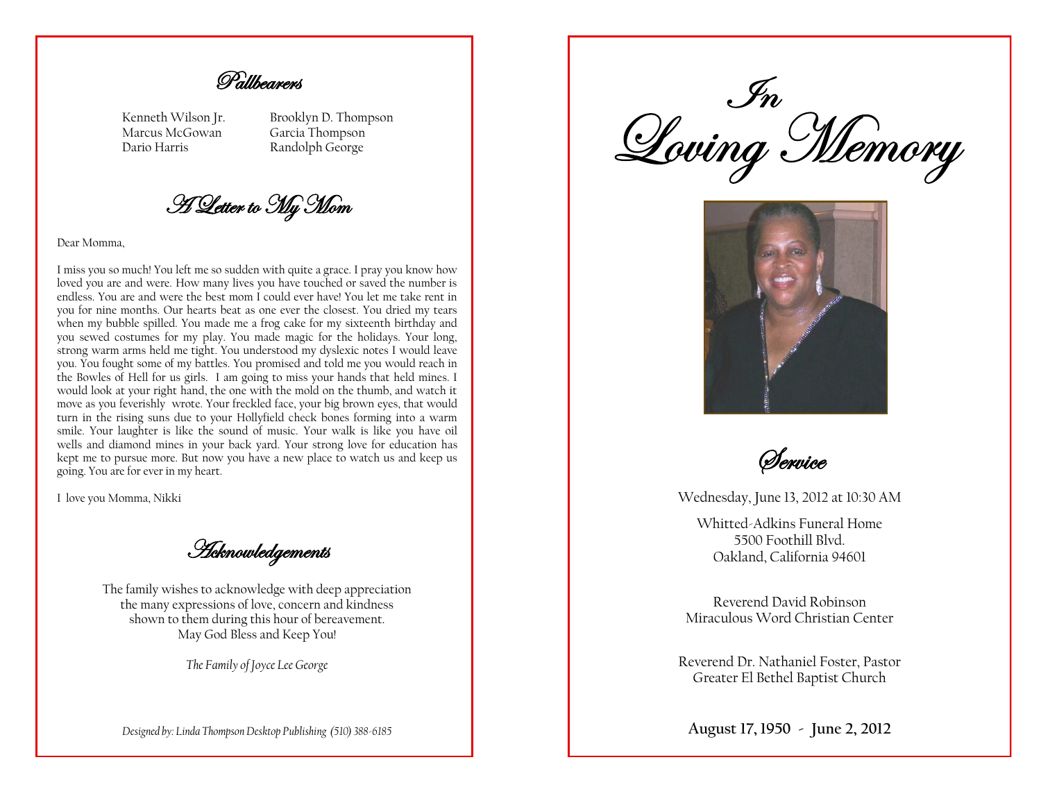## Pallbearers

Kenneth Wilson Jr.
Marcus McGowan
Dario Harris

Brooklyn D. Thompson
Garcia Thompson
Randolph George

## A Letter to My Mom

Dear Momma,

I miss you so much! You left me so sudden with quite a grace. I pray you know how loved you are and were. How many lives you have touched or saved the number is endless. You are and were the best mom I could ever have! You let me take rent in you for nine months. Our hearts beat as one ever the closest. You dried my tears when my bubble spilled. You made me a frog cake for my sixteenth birthday and you sewed costumes for my play. You made magic for the holidays. Your long, strong warm arms held me tight. You understood my dyslexic notes I would leave you. You fought some of my battles. You promised and told me you would reach in the Bowles of Hell for us girls. I am going to miss your hands that held mines. I would look at your right hand, the one with the mold on the thumb, and watch it move as you feverishly wrote. Your freckled face, your big brown eyes, that would turn in the rising suns due to your Hollyfield check bones forming into a warm smile. Your laughter is like the sound of music. Your walk is like you have oil wells and diamond mines in your back yard. Your strong love for education has kept me to pursue more. But now you have a new place to watch us and keep us going. You are for ever in my heart.

I love you Momma, Nikki

## Acknowledgements

The family wishes to acknowledge with deep appreciation
the many expressions of love, concern and kindness
shown to them during this hour of bereavement.
May God Bless and Keep You!

*The Family of Joyce Lee George*

*Designed by: Linda Thompson Desktop Publishing (510) 388-6185*

# In Loving Memory

## Service

Wednesday, June 13, 2012 at 10:30 AM

Whitted-Adkins Funeral Home
5500 Foothill Blvd.
Oakland, California 94601

Reverend David Robinson
Miraculous Word Christian Center

Reverend Dr. Nathaniel Foster, Pastor
Greater El Bethel Baptist Church

**August 17, 1950 - June 2, 2012**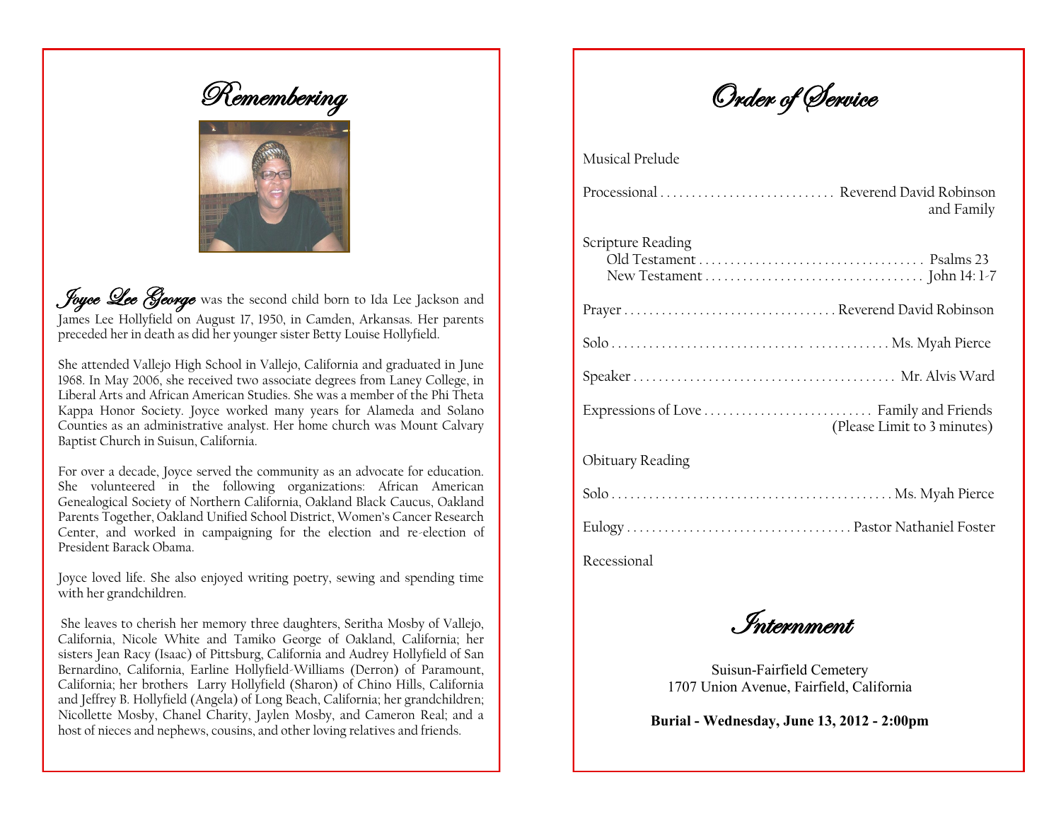# Remembering

***Joyce Lee George*** was the second child born to Ida Lee Jackson and James Lee Hollyfield on August 17, 1950, in Camden, Arkansas. Her parents preceded her in death as did her younger sister Betty Louise Hollyfield.

She attended Vallejo High School in Vallejo, California and graduated in June 1968. In May 2006, she received two associate degrees from Laney College, in Liberal Arts and African American Studies. She was a member of the Phi Theta Kappa Honor Society. Joyce worked many years for Alameda and Solano Counties as an administrative analyst. Her home church was Mount Calvary Baptist Church in Suisun, California.

For over a decade, Joyce served the community as an advocate for education. She volunteered in the following organizations: African American Genealogical Society of Northern California, Oakland Black Caucus, Oakland Parents Together, Oakland Unified School District, Women's Cancer Research Center, and worked in campaigning for the election and re-election of President Barack Obama.

Joyce loved life. She also enjoyed writing poetry, sewing and spending time with her grandchildren.

She leaves to cherish her memory three daughters, Seritha Mosby of Vallejo, California, Nicole White and Tamiko George of Oakland, California; her sisters Jean Racy (Isaac) of Pittsburg, California and Audrey Hollyfield of San Bernardino, California, Earline Hollyfield-Williams (Derron) of Paramount, California; her brothers Larry Hollyfield (Sharon) of Chino Hills, California and Jeffrey B. Hollyfield (Angela) of Long Beach, California; her grandchildren; Nicollette Mosby, Chanel Charity, Jaylen Mosby, and Cameron Real; and a host of nieces and nephews, cousins, and other loving relatives and friends.

# Order of Service

Musical Prelude

Processional . . . . . . . . . . . . Reverend David Robinson and Family

Scripture Reading
- Old Testament . . . . . . . . . . . . Psalms 23
- New Testament . . . . . . . . . . . . John 14: 1-7

Prayer . . . . . . . . . . . . Reverend David Robinson

Solo . . . . . . . . . . . . Ms. Myah Pierce

Speaker . . . . . . . . . . . . Mr. Alvis Ward

Expressions of Love . . . . . . . . . . . . Family and Friends (Please Limit to 3 minutes)

Obituary Reading

Solo . . . . . . . . . . . . Ms. Myah Pierce

Eulogy . . . . . . . . . . . . Pastor Nathaniel Foster

Recessional

# Internment

Suisun-Fairfield Cemetery
1707 Union Avenue, Fairfield, California

**Burial - Wednesday, June 13, 2012 - 2:00pm**